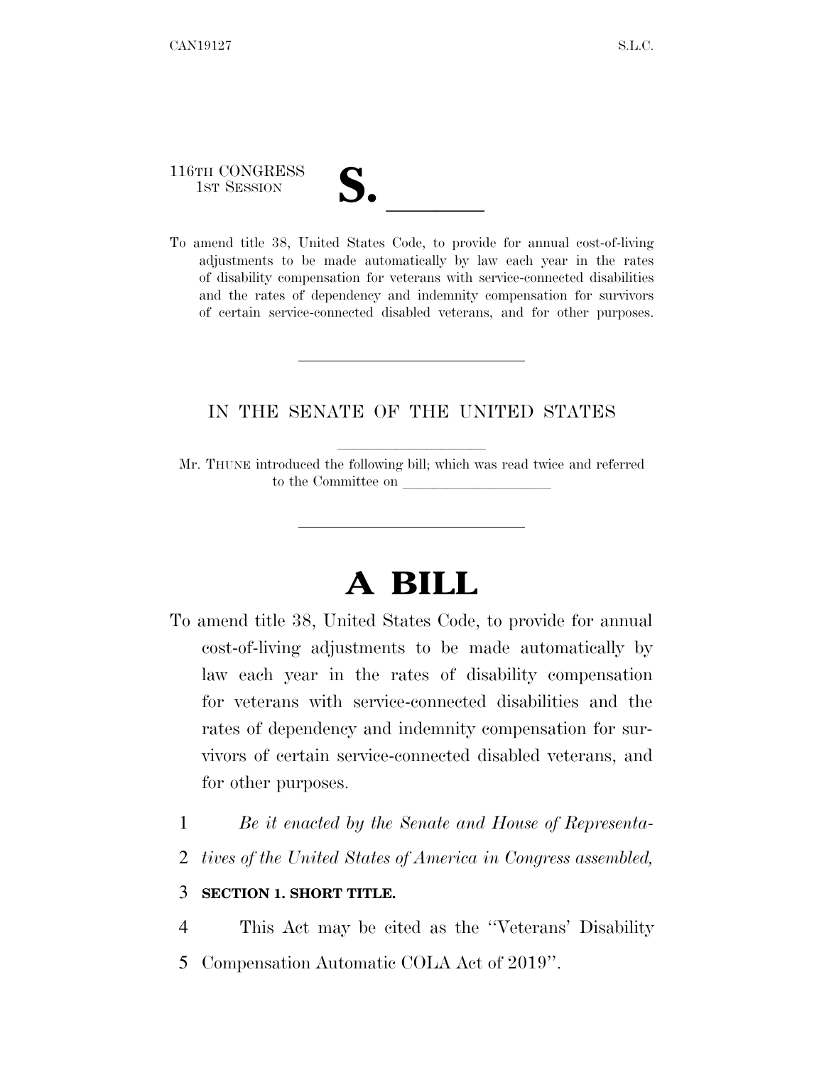116TH CONGRESS
1ST SESSION

# S. \_\_\_\_\_\_

To amend title 38, United States Code, to provide for annual cost-of-living adjustments to be made automatically by law each year in the rates of disability compensation for veterans with service-connected disabilities and the rates of dependency and indemnity compensation for survivors of certain service-connected disabled veterans, and for other purposes.

---

IN THE SENATE OF THE UNITED STATES

Mr. THUNE introduced the following bill; which was read twice and referred to the Committee on \_\_\_\_\_\_\_\_\_\_\_\_\_\_\_\_\_\_\_\_

---

# A BILL

To amend title 38, United States Code, to provide for annual cost-of-living adjustments to be made automatically by law each year in the rates of disability compensation for veterans with service-connected disabilities and the rates of dependency and indemnity compensation for survivors of certain service-connected disabled veterans, and for other purposes.

1 *Be it enacted by the Senate and House of Representa-*
2 *tives of the United States of America in Congress assembled,*

3 **SECTION 1. SHORT TITLE.**

4 This Act may be cited as the ''Veterans' Disability
5 Compensation Automatic COLA Act of 2019''.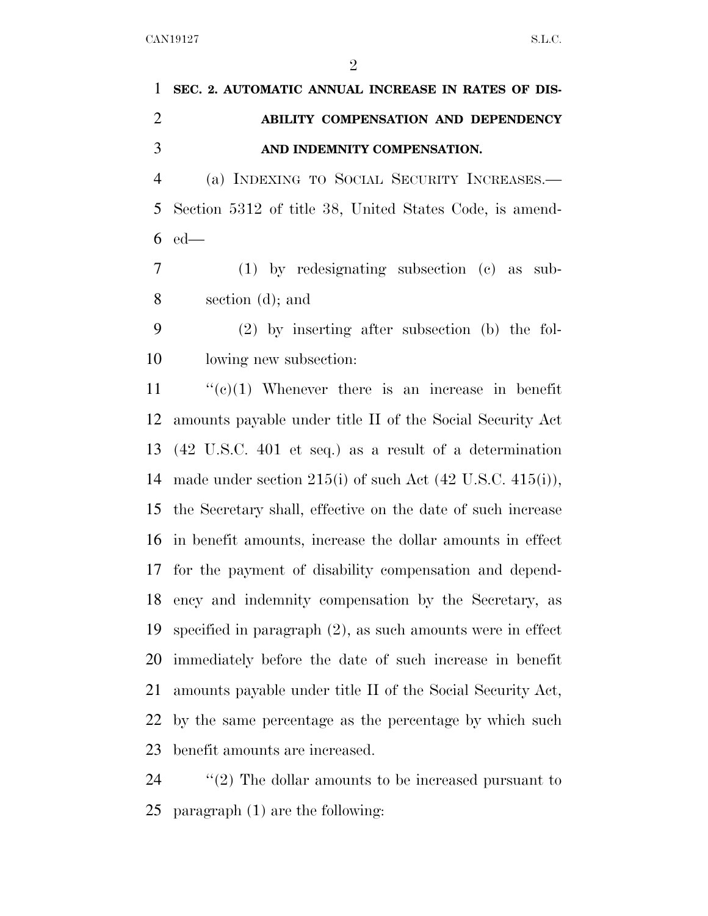**SEC. 2. AUTOMATIC ANNUAL INCREASE IN RATES OF DISABILITY COMPENSATION AND DEPENDENCY AND INDEMNITY COMPENSATION.**

(a) INDEXING TO SOCIAL SECURITY INCREASES.—Section 5312 of title 38, United States Code, is amended—

(1) by redesignating subsection (c) as subsection (d); and

(2) by inserting after subsection (b) the following new subsection:

"(c)(1) Whenever there is an increase in benefit amounts payable under title II of the Social Security Act (42 U.S.C. 401 et seq.) as a result of a determination made under section 215(i) of such Act (42 U.S.C. 415(i)), the Secretary shall, effective on the date of such increase in benefit amounts, increase the dollar amounts in effect for the payment of disability compensation and dependency and indemnity compensation by the Secretary, as specified in paragraph (2), as such amounts were in effect immediately before the date of such increase in benefit amounts payable under title II of the Social Security Act, by the same percentage as the percentage by which such benefit amounts are increased.

"(2) The dollar amounts to be increased pursuant to paragraph (1) are the following: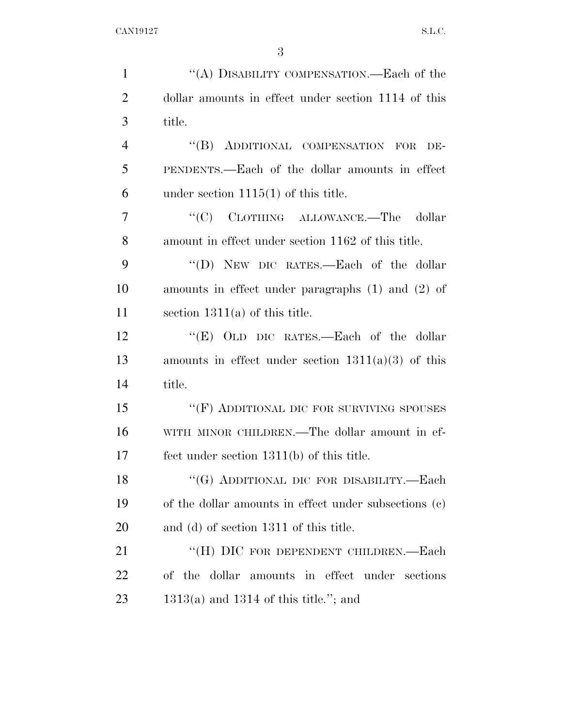"(A) DISABILITY COMPENSATION.—Each of the dollar amounts in effect under section 1114 of this title.

"(B) ADDITIONAL COMPENSATION FOR DEPENDENTS.—Each of the dollar amounts in effect under section 1115(1) of this title.

"(C) CLOTHING ALLOWANCE.—The dollar amount in effect under section 1162 of this title.

"(D) NEW DIC RATES.—Each of the dollar amounts in effect under paragraphs (1) and (2) of section 1311(a) of this title.

"(E) OLD DIC RATES.—Each of the dollar amounts in effect under section 1311(a)(3) of this title.

"(F) ADDITIONAL DIC FOR SURVIVING SPOUSES WITH MINOR CHILDREN.—The dollar amount in effect under section 1311(b) of this title.

"(G) ADDITIONAL DIC FOR DISABILITY.—Each of the dollar amounts in effect under subsections (c) and (d) of section 1311 of this title.

"(H) DIC FOR DEPENDENT CHILDREN.—Each of the dollar amounts in effect under sections 1313(a) and 1314 of this title."; and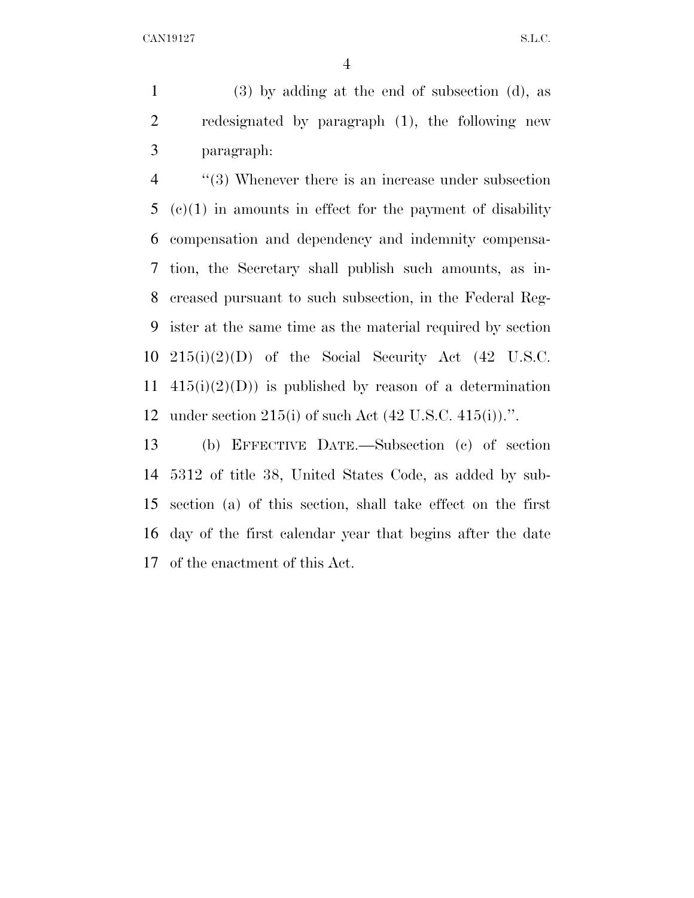(3) by adding at the end of subsection (d), as redesignated by paragraph (1), the following new paragraph:

"(3) Whenever there is an increase under subsection (c)(1) in amounts in effect for the payment of disability compensation and dependency and indemnity compensation, the Secretary shall publish such amounts, as increased pursuant to such subsection, in the Federal Register at the same time as the material required by section 215(i)(2)(D) of the Social Security Act (42 U.S.C. 415(i)(2)(D)) is published by reason of a determination under section 215(i) of such Act (42 U.S.C. 415(i)).".

(b) EFFECTIVE DATE.—Subsection (c) of section 5312 of title 38, United States Code, as added by subsection (a) of this section, shall take effect on the first day of the first calendar year that begins after the date of the enactment of this Act.